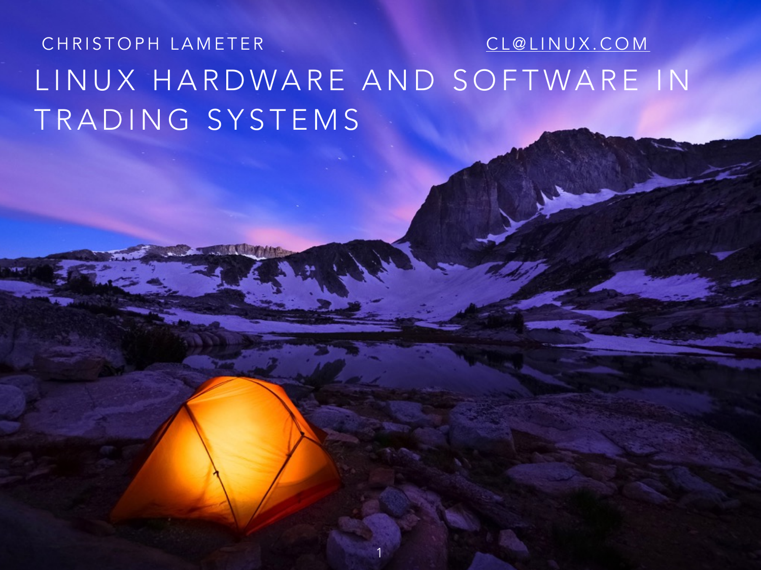CHRISTOPH LAMETER

CL@LINUX.COM

# LINUX HARDWARE AND SOFTWARE IN TRADING SYSTEMS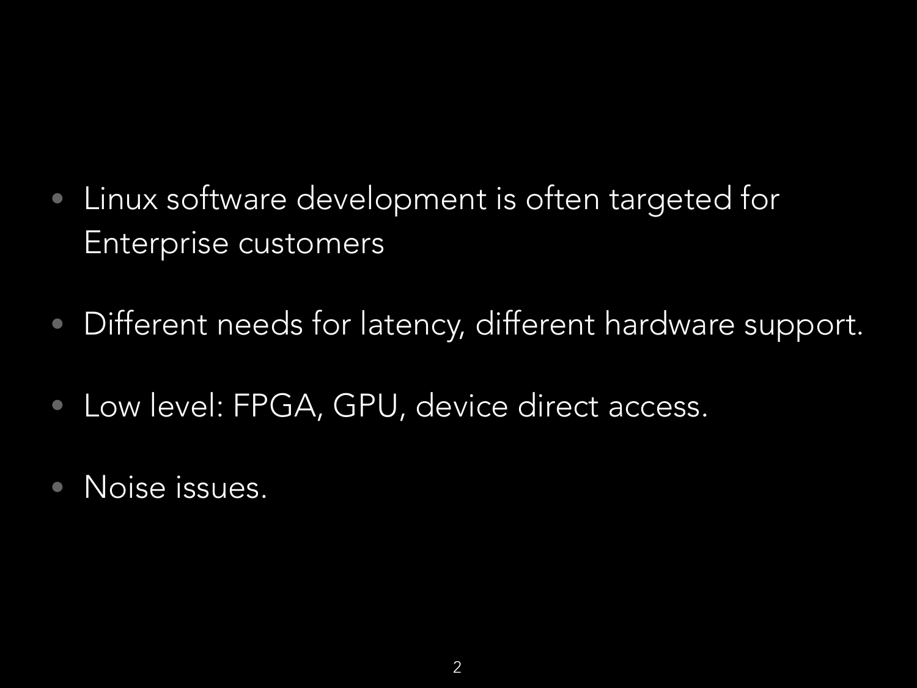- Linux software development is often targeted for Enterprise customers
- Different needs for latency, different hardware support.
- Low level: FPGA, GPU, device direct access.
- Noise issues.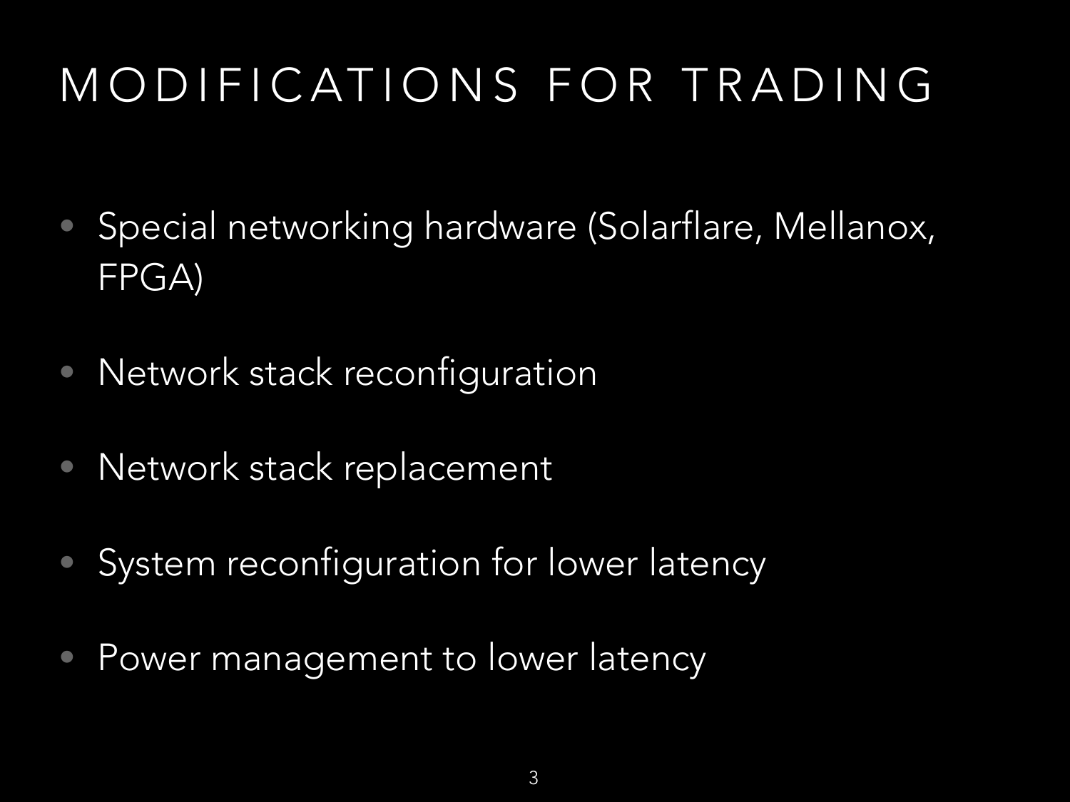# MODIFICATIONS FOR TRADING

- Special networking hardware (Solarflare, Mellanox, FPGA)
- Network stack reconfiguration
- Network stack replacement
- System reconfiguration for lower latency
- Power management to lower latency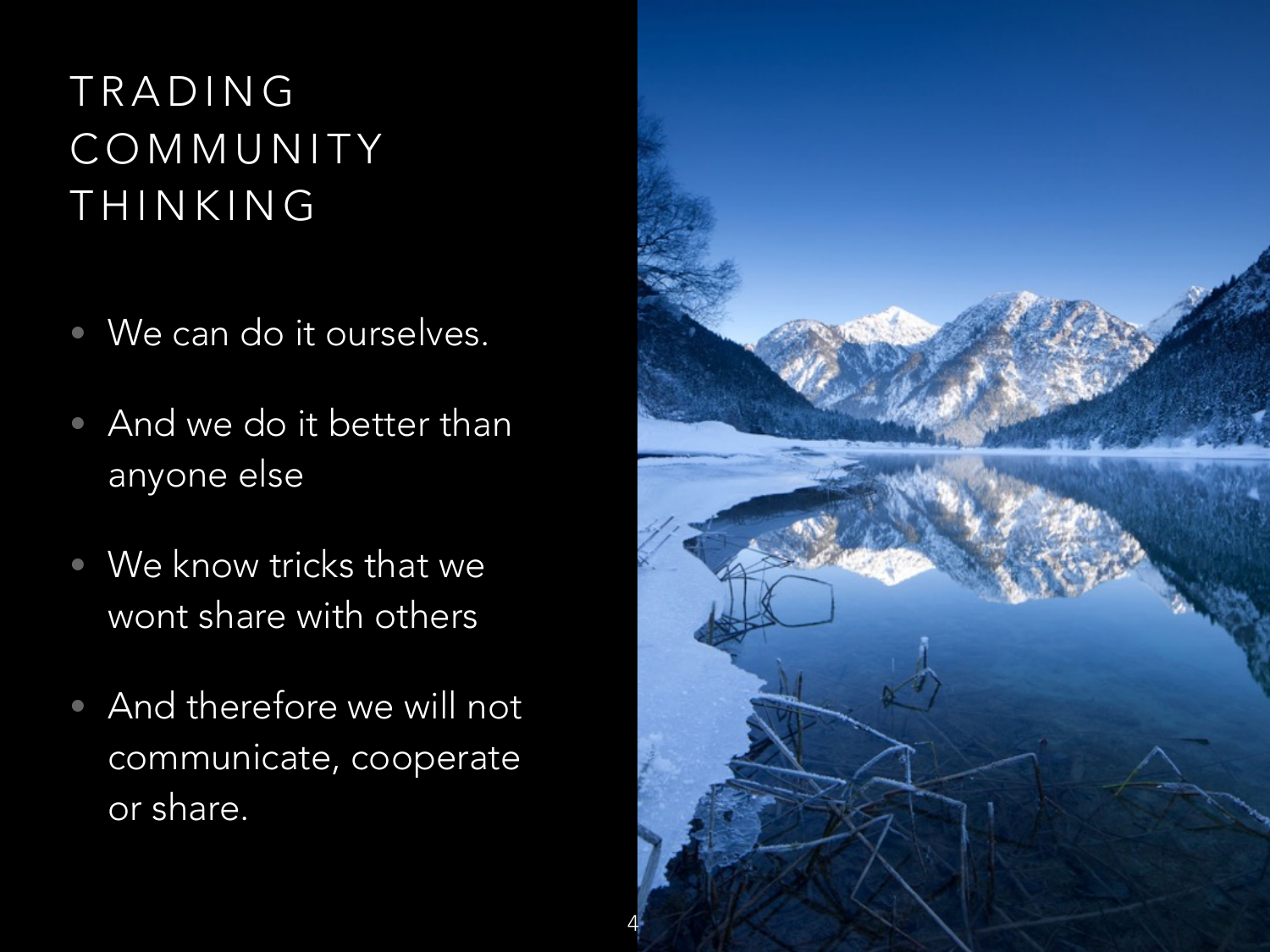# TRADING COMMUNITY THINKING

- We can do it ourselves.
- And we do it better than anyone else
- We know tricks that we wont share with others
- And therefore we will not communicate, cooperate or share.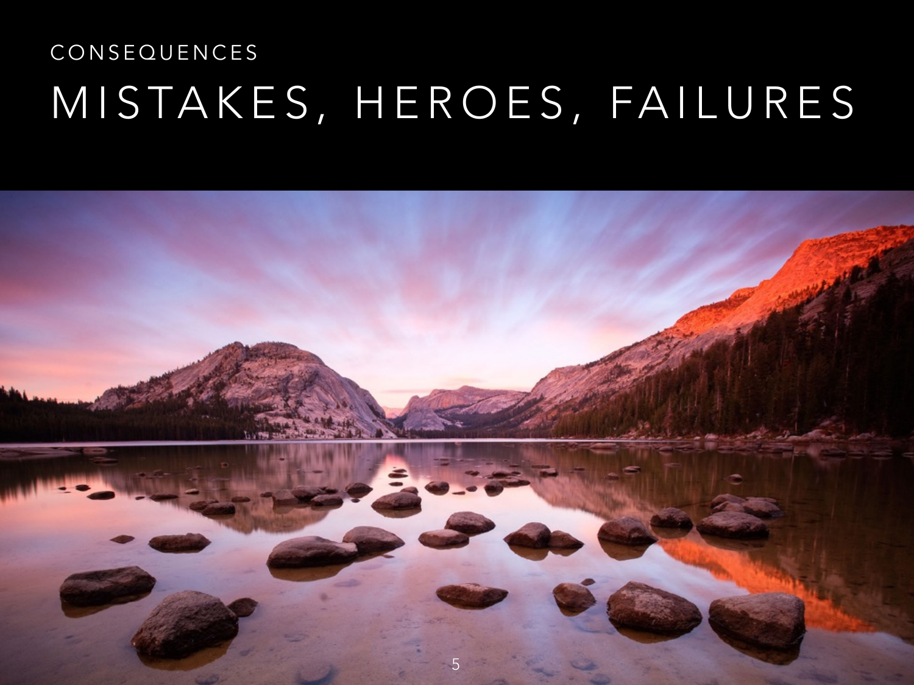CONSEQUENCES

# MISTAKES, HEROES, FAILURES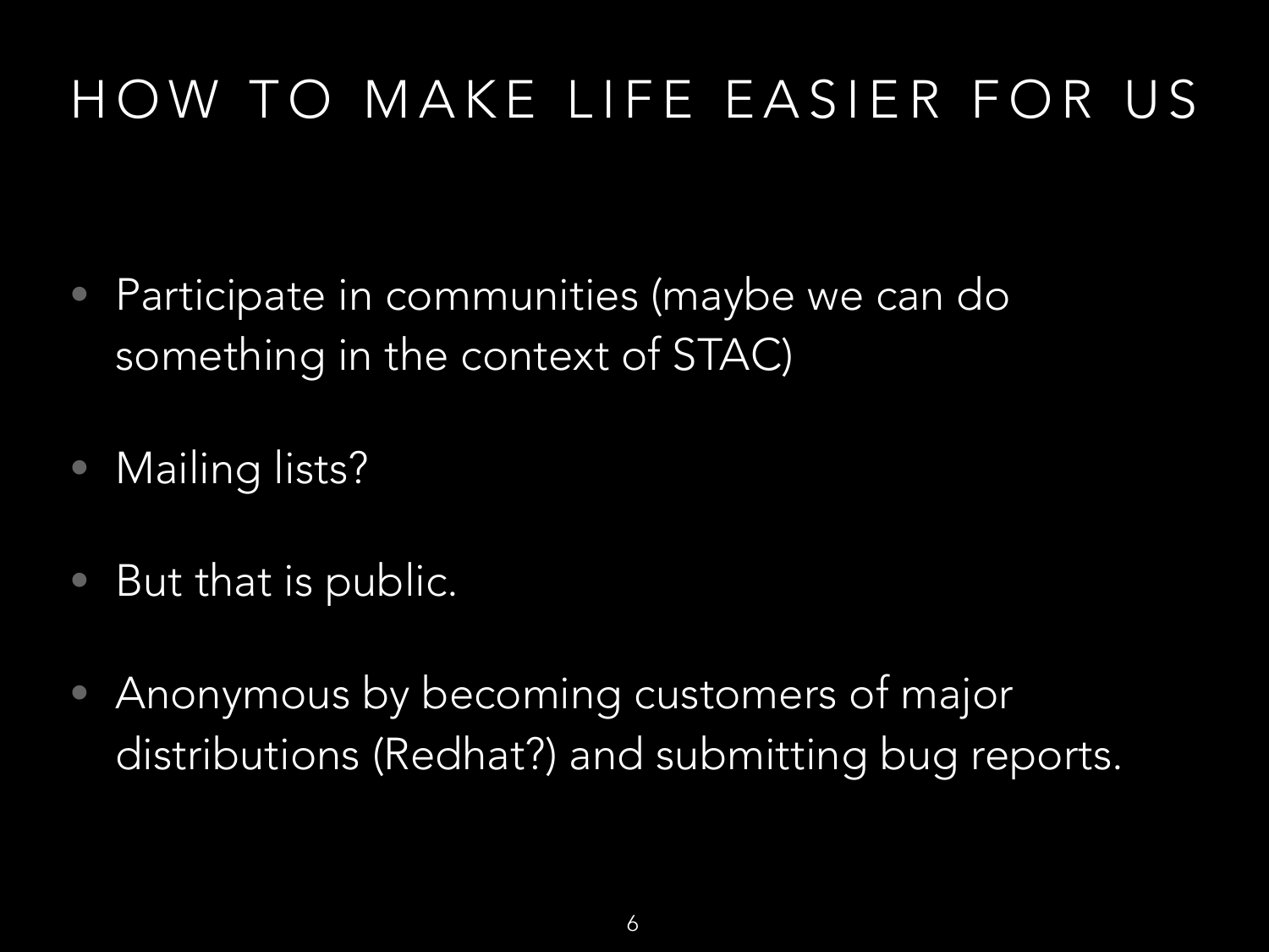# HOW TO MAKE LIFE EASIER FOR US

- Participate in communities (maybe we can do something in the context of STAC)
- Mailing lists?
- But that is public.
- Anonymous by becoming customers of major distributions (Redhat?) and submitting bug reports.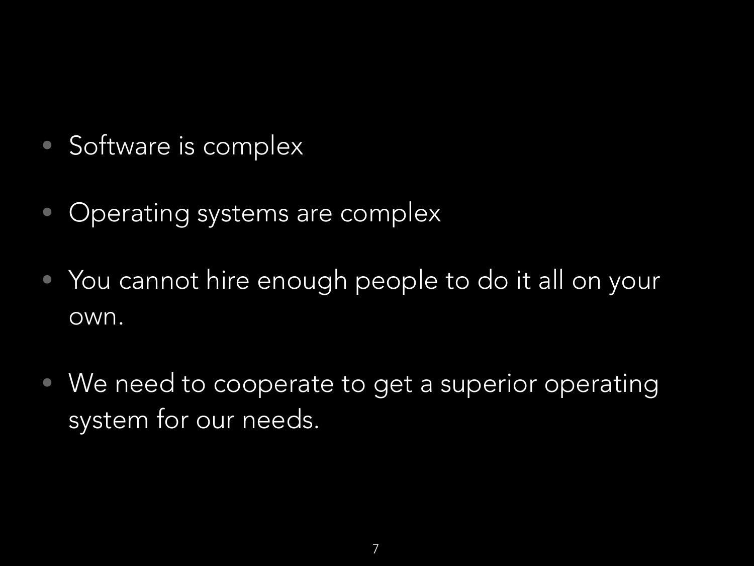- Software is complex
- Operating systems are complex
- You cannot hire enough people to do it all on your own.
- We need to cooperate to get a superior operating system for our needs.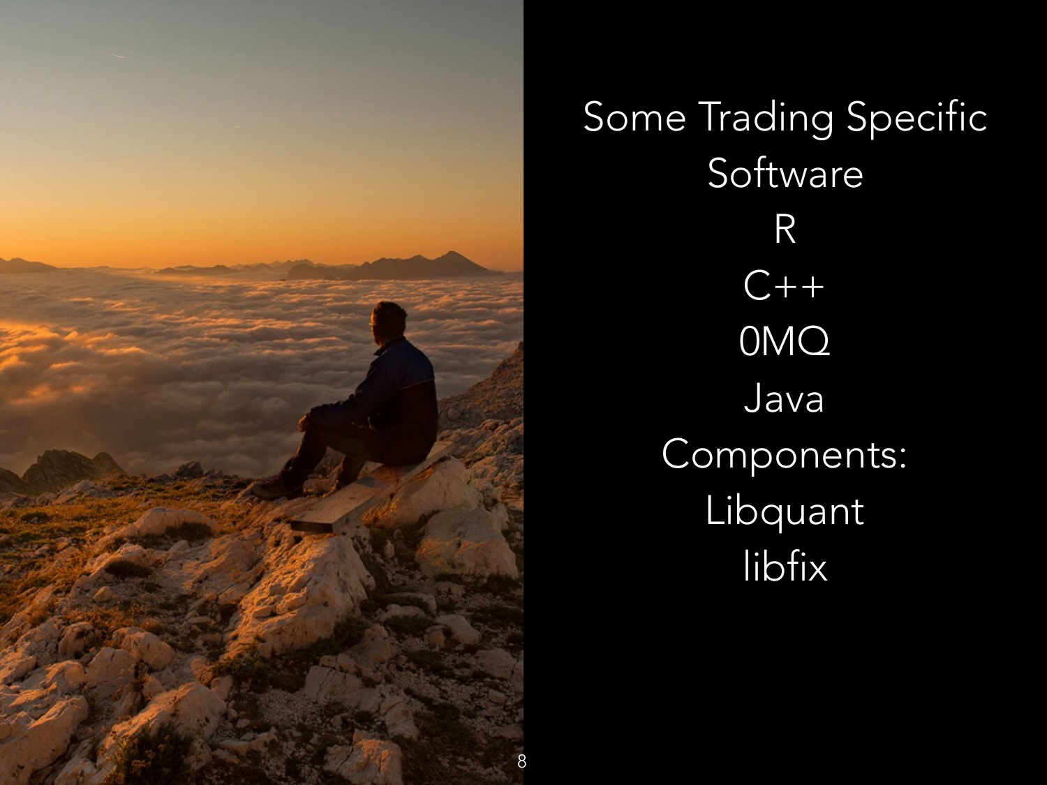# Some Trading Specific Software

R

C++

0MQ

Java

Components:

Libquant

libfix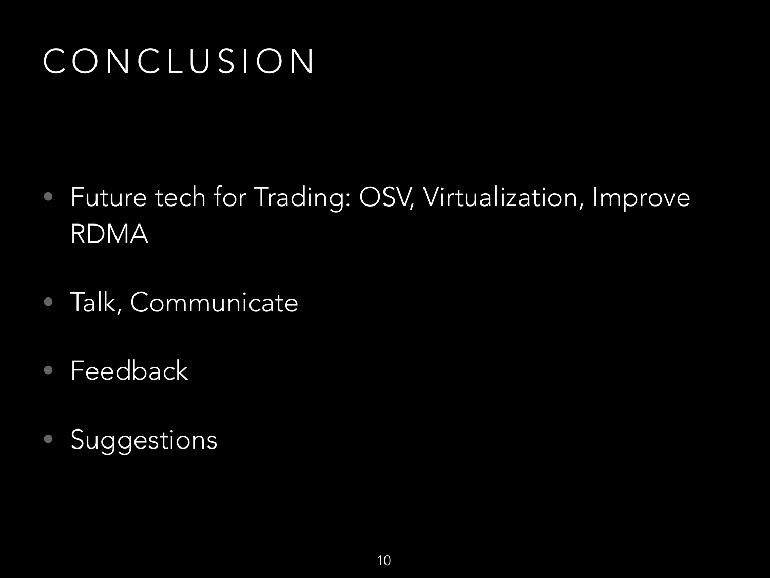# CONCLUSION

- Future tech for Trading: OSV, Virtualization, Improve RDMA
- Talk, Communicate
- Feedback
- Suggestions